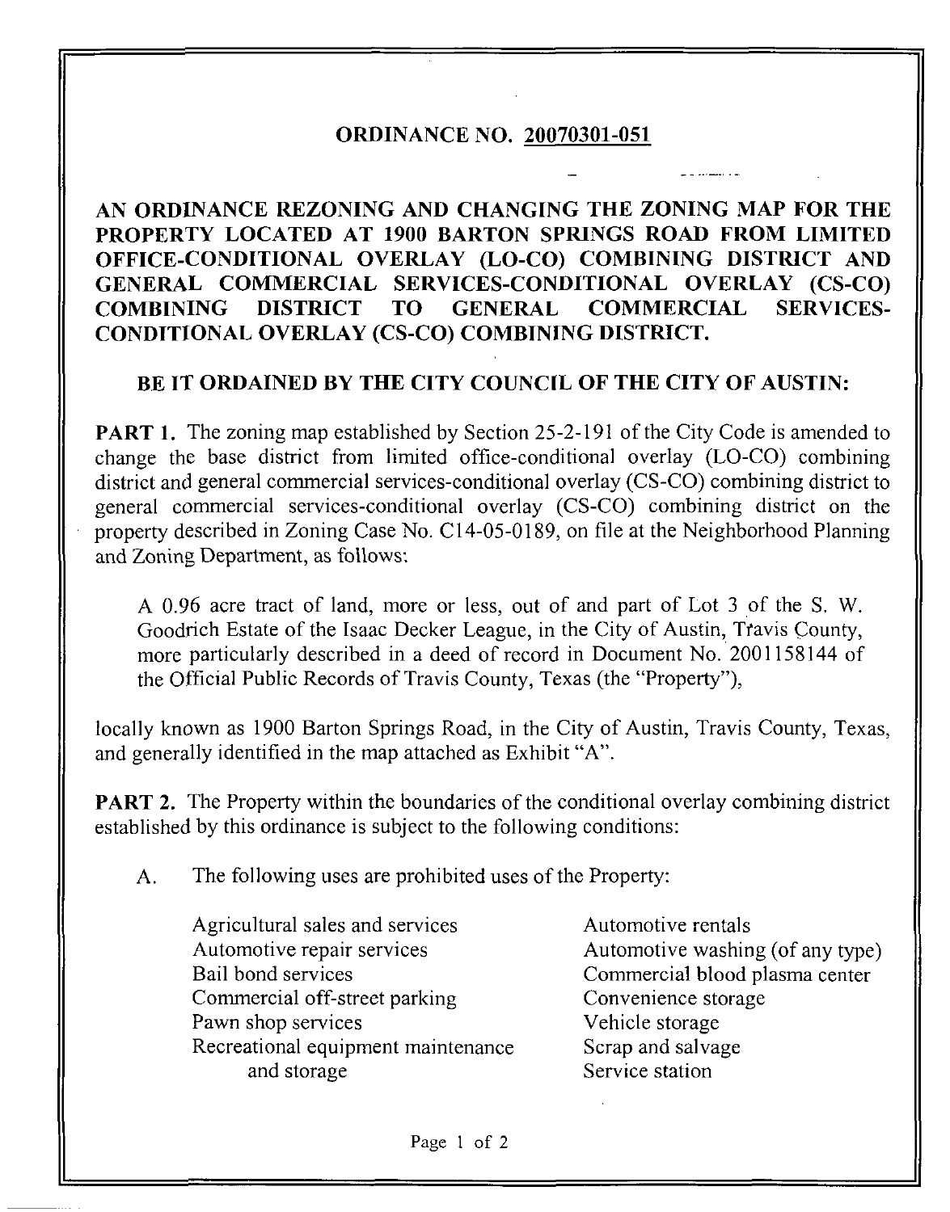# ORDINANCE NO. 20070301-051

**AN ORDINANCE REZONING AND CHANGING THE ZONING MAP FOR THE PROPERTY LOCATED AT 1900 BARTON SPRINGS ROAD FROM LIMITED OFFICE-CONDITIONAL OVERLAY (LO-CO) COMBINING DISTRICT AND GENERAL COMMERCIAL SERVICES-CONDITIONAL OVERLAY (CS-CO) COMBINING DISTRICT TO GENERAL COMMERCIAL SERVICES-CONDITIONAL OVERLAY (CS-CO) COMBINING DISTRICT.**

**BE IT ORDAINED BY THE CITY COUNCIL OF THE CITY OF AUSTIN:**

**PART 1.** The zoning map established by Section 25-2-191 of the City Code is amended to change the base district from limited office-conditional overlay (LO-CO) combining district and general commercial services-conditional overlay (CS-CO) combining district to general commercial services-conditional overlay (CS-CO) combining district on the property described in Zoning Case No. C14-05-0189, on file at the Neighborhood Planning and Zoning Department, as follows:

> A 0.96 acre tract of land, more or less, out of and part of Lot 3 of the S. W. Goodrich Estate of the Isaac Decker League, in the City of Austin, Travis County, more particularly described in a deed of record in Document No. 2001158144 of the Official Public Records of Travis County, Texas (the "Property"),

locally known as 1900 Barton Springs Road, in the City of Austin, Travis County, Texas, and generally identified in the map attached as Exhibit "A".

**PART 2.** The Property within the boundaries of the conditional overlay combining district established by this ordinance is subject to the following conditions:

A. The following uses are prohibited uses of the Property:

- Agricultural sales and services
- Automotive rentals
- Automotive repair services
- Automotive washing (of any type)
- Bail bond services
- Commercial blood plasma center
- Commercial off-street parking
- Convenience storage
- Pawn shop services
- Vehicle storage
- Recreational equipment maintenance and storage
- Scrap and salvage
- Service station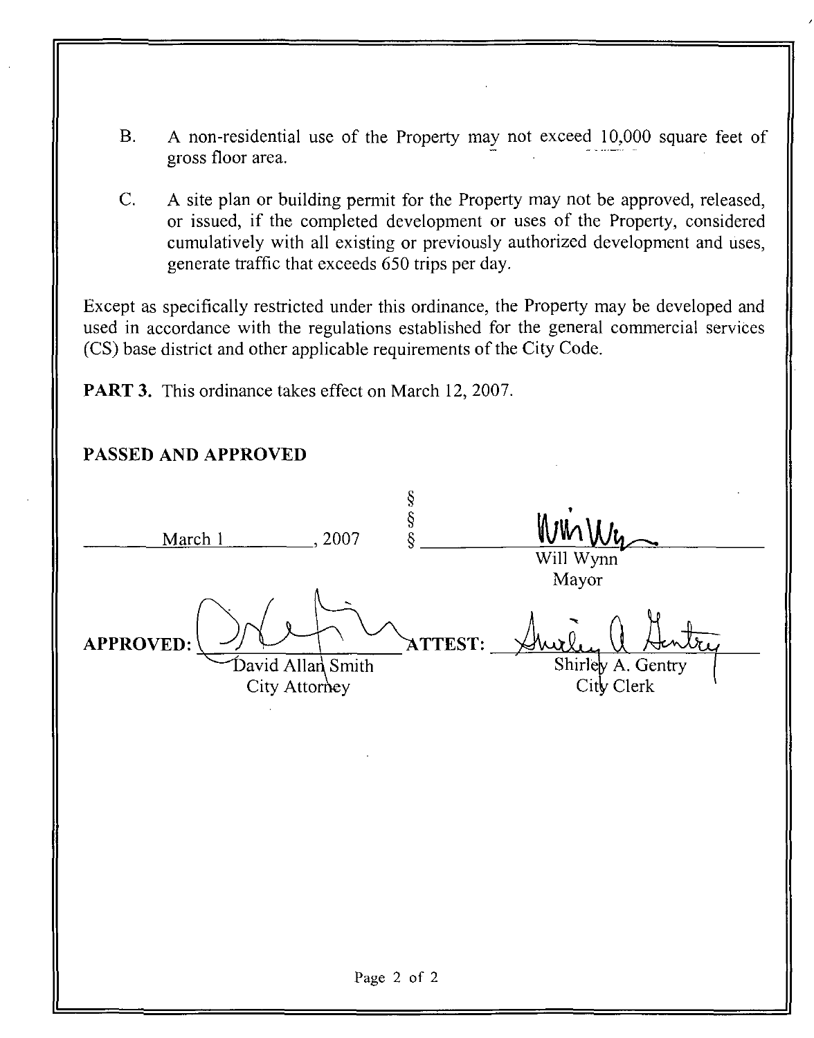B. A non-residential use of the Property may not exceed 10,000 square feet of gross floor area.

C. A site plan or building permit for the Property may not be approved, released, or issued, if the completed development or uses of the Property, considered cumulatively with all existing or previously authorized development and uses, generate traffic that exceeds 650 trips per day.

Except as specifically restricted under this ordinance, the Property may be developed and used in accordance with the regulations established for the general commercial services (CS) base district and other applicable requirements of the City Code.

**PART 3.** This ordinance takes effect on March 12, 2007.

**PASSED AND APPROVED**

March 1, 2007 § § §

Will Wynn
Mayor

**APPROVED:** David Allan Smith
City Attorney

**ATTEST:** Shirley A. Gentry
City Clerk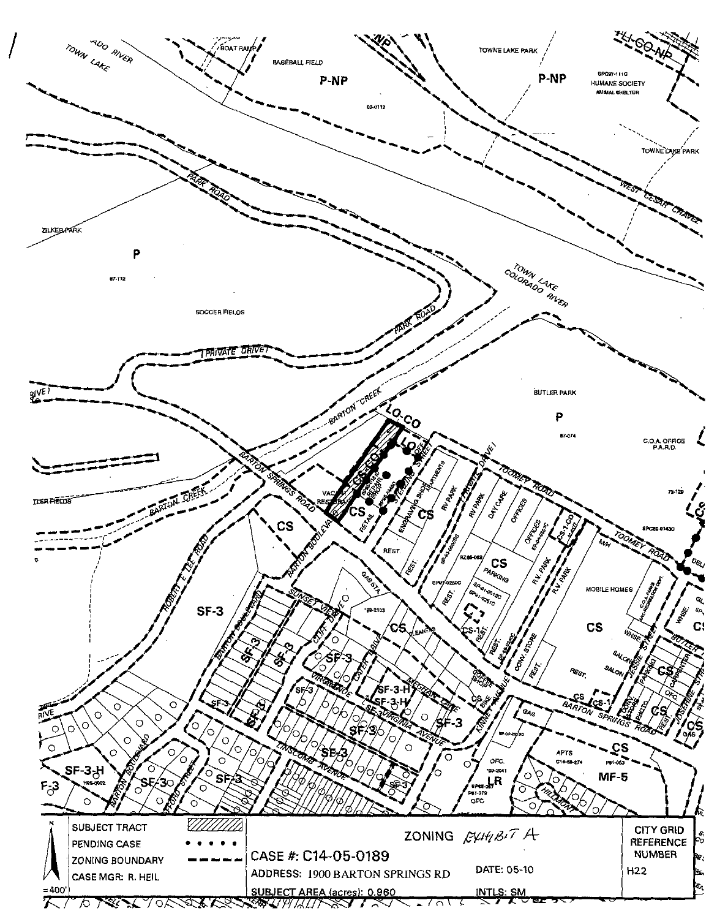ZONING EXHIBIT A

CASE #: C14-05-0189

ADDRESS: 1900 BARTON SPRINGS RD

SUBJECT AREA (acres): 0.960

DATE: 05-10

INTLS: SM

CITY GRID REFERENCE NUMBER

H22

SUBJECT TRACT

PENDING CASE

ZONING BOUNDARY

CASE MGR: R. HEIL

1" = 400'